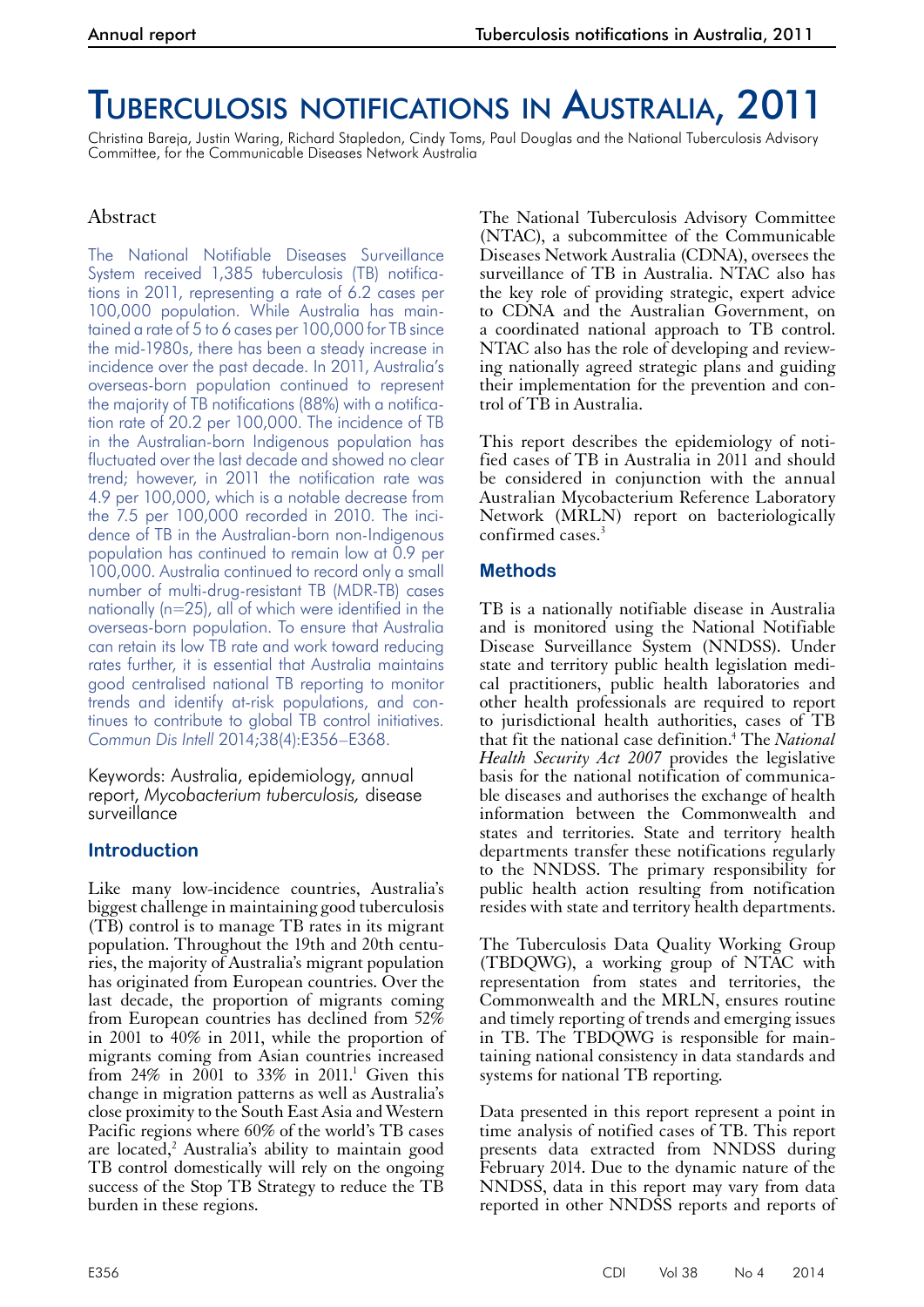# Tuberculosis notifications in Australia, 2011

Christina Bareja, Justin Waring, Richard Stapledon, Cindy Toms, Paul Douglas and the National Tuberculosis Advisory Committee, for the Communicable Diseases Network Australia

## Abstract

The National Notifiable Diseases Surveillance System received 1,385 tuberculosis (TB) notifications in 2011, representing a rate of 6.2 cases per 100,000 population. While Australia has maintained a rate of 5 to 6 cases per 100,000 for TB since the mid-1980s, there has been a steady increase in incidence over the past decade. In 2011, Australia's overseas-born population continued to represent the majority of TB notifications (88%) with a notification rate of 20.2 per 100,000. The incidence of TB in the Australian-born Indigenous population has fluctuated over the last decade and showed no clear trend; however, in 2011 the notification rate was 4.9 per 100,000, which is a notable decrease from the 7.5 per 100,000 recorded in 2010. The incidence of TB in the Australian-born non-Indigenous population has continued to remain low at 0.9 per 100,000. Australia continued to record only a small number of multi-drug-resistant TB (MDR-TB) cases nationally (n=25), all of which were identified in the overseas-born population. To ensure that Australia can retain its low TB rate and work toward reducing rates further, it is essential that Australia maintains good centralised national TB reporting to monitor trends and identify at-risk populations, and continues to contribute to global TB control initiatives. *Commun Dis Intell* 2014;38(4):E356–E368.

Keywords: Australia, epidemiology, annual report, *Mycobacterium tuberculosis,* disease surveillance

## Introduction

Like many low-incidence countries, Australia's biggest challenge in maintaining good tuberculosis (TB) control is to manage TB rates in its migrant population. Throughout the 19th and 20th centuries, the majority of Australia's migrant population has originated from European countries. Over the last decade, the proportion of migrants coming from European countries has declined from 52% in 2001 to 40% in 2011, while the proportion of migrants coming from Asian countries increased from 24% in 2001 to 33% in 2011.[1] Given this change in migration patterns as well as Australia's close proximity to the South East Asia and Western Pacific regions where 60% of the world's TB cases are located,[2] Australia's ability to maintain good TB control domestically will rely on the ongoing success of the Stop TB Strategy to reduce the TB burden in these regions.

The National Tuberculosis Advisory Committee (NTAC), a subcommittee of the Communicable Diseases Network Australia (CDNA), oversees the surveillance of TB in Australia. NTAC also has the key role of providing strategic, expert advice to CDNA and the Australian Government, on a coordinated national approach to TB control. NTAC also has the role of developing and reviewing nationally agreed strategic plans and guiding their implementation for the prevention and control of TB in Australia.

This report describes the epidemiology of notified cases of TB in Australia in 2011 and should be considered in conjunction with the annual Australian Mycobacterium Reference Laboratory Network (MRLN) report on bacteriologically confirmed cases.[3]

## Methods

TB is a nationally notifiable disease in Australia and is monitored using the National Notifiable Disease Surveillance System (NNDSS). Under state and territory public health legislation medical practitioners, public health laboratories and other health professionals are required to report to jurisdictional health authorities, cases of TB that fit the national case definition.[4] The *National Health Security Act 2007* provides the legislative basis for the national notification of communicable diseases and authorises the exchange of health information between the Commonwealth and states and territories. State and territory health departments transfer these notifications regularly to the NNDSS. The primary responsibility for public health action resulting from notification resides with state and territory health departments.

The Tuberculosis Data Quality Working Group (TBDQWG), a working group of NTAC with representation from states and territories, the Commonwealth and the MRLN, ensures routine and timely reporting of trends and emerging issues in TB. The TBDQWG is responsible for maintaining national consistency in data standards and systems for national TB reporting.

Data presented in this report represent a point in time analysis of notified cases of TB. This report presents data extracted from NNDSS during February 2014. Due to the dynamic nature of the NNDSS, data in this report may vary from data reported in other NNDSS reports and reports of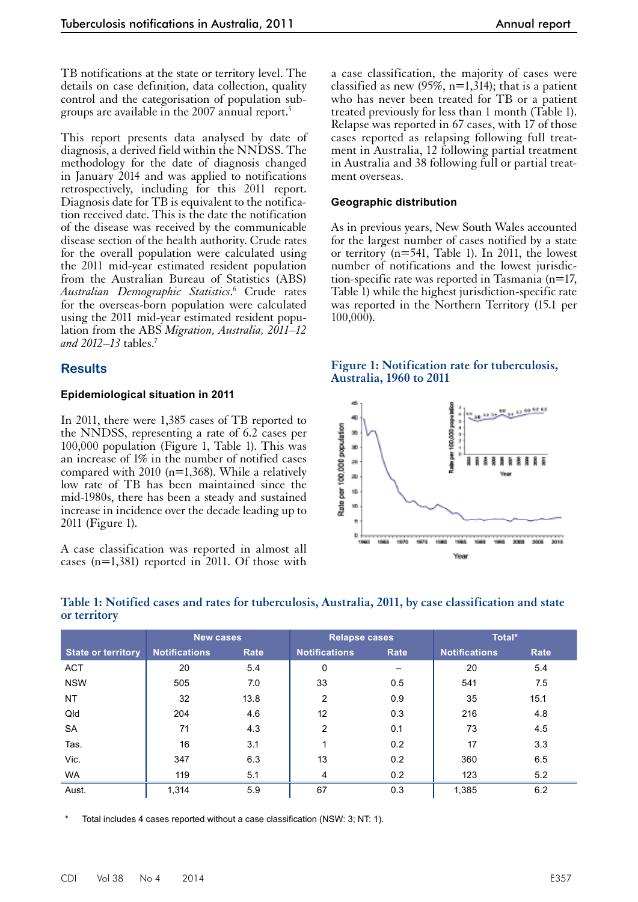TB notifications at the state or territory level. The details on case definition, data collection, quality control and the categorisation of population subgroups are available in the 2007 annual report.[5]

This report presents data analysed by date of diagnosis, a derived field within the NNDSS. The methodology for the date of diagnosis changed in January 2014 and was applied to notifications retrospectively, including for this 2011 report. Diagnosis date for TB is equivalent to the notification received date. This is the date the notification of the disease was received by the communicable disease section of the health authority. Crude rates for the overall population were calculated using the 2011 mid-year estimated resident population from the Australian Bureau of Statistics (ABS) *Australian Demographic Statistics*.[6] Crude rates for the overseas-born population were calculated using the 2011 mid-year estimated resident population from the ABS *Migration, Australia, 2011–12 and 2012–13* tables.[7]

## Results

### Epidemiological situation in 2011

In 2011, there were 1,385 cases of TB reported to the NNDSS, representing a rate of 6.2 cases per 100,000 population (Figure 1, Table 1). This was an increase of 1% in the number of notified cases compared with 2010 (n=1,368). While a relatively low rate of TB has been maintained since the mid-1980s, there has been a steady and sustained increase in incidence over the decade leading up to 2011 (Figure 1).

A case classification was reported in almost all cases (n=1,381) reported in 2011. Of those with a case classification, the majority of cases were classified as new (95%, n=1,314); that is a patient who has never been treated for TB or a patient treated previously for less than 1 month (Table 1). Relapse was reported in 67 cases, with 17 of those cases reported as relapsing following full treatment in Australia, 12 following partial treatment in Australia and 38 following full or partial treatment overseas.

### Geographic distribution

As in previous years, New South Wales accounted for the largest number of cases notified by a state or territory (n=541, Table 1). In 2011, the lowest number of notifications and the lowest jurisdiction-specific rate was reported in Tasmania (n=17, Table 1) while the highest jurisdiction-specific rate was reported in the Northern Territory (15.1 per 100,000).

**Figure 1: Notification rate for tuberculosis, Australia, 1960 to 2011**

**Table 1: Notified cases and rates for tuberculosis, Australia, 2011, by case classification and state or territory**

| State or territory | New cases | | Relapse cases | | Total* | |
|---|---|---|---|---|---|---|
| | Notifications | Rate | Notifications | Rate | Notifications | Rate |
| ACT | 20 | 5.4 | 0 | – | 20 | 5.4 |
| NSW | 505 | 7.0 | 33 | 0.5 | 541 | 7.5 |
| NT | 32 | 13.8 | 2 | 0.9 | 35 | 15.1 |
| Qld | 204 | 4.6 | 12 | 0.3 | 216 | 4.8 |
| SA | 71 | 4.3 | 2 | 0.1 | 73 | 4.5 |
| Tas. | 16 | 3.1 | 1 | 0.2 | 17 | 3.3 |
| Vic. | 347 | 6.3 | 13 | 0.2 | 360 | 6.5 |
| WA | 119 | 5.1 | 4 | 0.2 | 123 | 5.2 |
| Aust. | 1,314 | 5.9 | 67 | 0.3 | 1,385 | 6.2 |

\* Total includes 4 cases reported without a case classification (NSW: 3; NT: 1).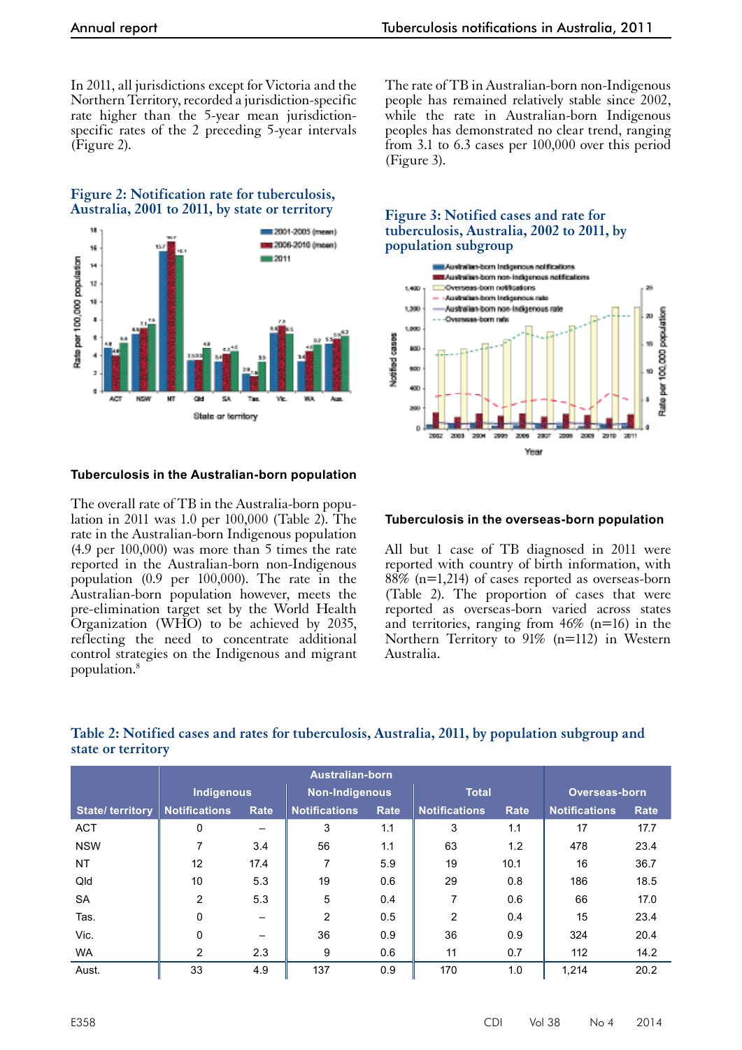In 2011, all jurisdictions except for Victoria and the Northern Territory, recorded a jurisdiction-specific rate higher than the 5-year mean jurisdiction-specific rates of the 2 preceding 5-year intervals (Figure 2).

**Figure 2: Notification rate for tuberculosis, Australia, 2001 to 2011, by state or territory**

The rate of TB in Australian-born non-Indigenous people has remained relatively stable since 2002, while the rate in Australian-born Indigenous peoples has demonstrated no clear trend, ranging from 3.1 to 6.3 cases per 100,000 over this period (Figure 3).

**Figure 3: Notified cases and rate for tuberculosis, Australia, 2002 to 2011, by population subgroup**

### Tuberculosis in the Australian-born population

The overall rate of TB in the Australia-born population in 2011 was 1.0 per 100,000 (Table 2). The rate in the Australian-born Indigenous population (4.9 per 100,000) was more than 5 times the rate reported in the Australian-born non-Indigenous population (0.9 per 100,000). The rate in the Australian-born population however, meets the pre-elimination target set by the World Health Organization (WHO) to be achieved by 2035, reflecting the need to concentrate additional control strategies on the Indigenous and migrant population.[8]

### Tuberculosis in the overseas-born population

All but 1 case of TB diagnosed in 2011 were reported with country of birth information, with 88% (n=1,214) of cases reported as overseas-born (Table 2). The proportion of cases that were reported as overseas-born varied across states and territories, ranging from 46% (n=16) in the Northern Territory to 91% (n=112) in Western Australia.

**Table 2: Notified cases and rates for tuberculosis, Australia, 2011, by population subgroup and state or territory**

| | Australian-born | | | | | | Overseas-born | |
|---|---|---|---|---|---|---|---|---|
| | Indigenous | | Non-Indigenous | | Total | | | |
| State/ territory | Notifications | Rate | Notifications | Rate | Notifications | Rate | Notifications | Rate |
| ACT | 0 | – | 3 | 1.1 | 3 | 1.1 | 17 | 17.7 |
| NSW | 7 | 3.4 | 56 | 1.1 | 63 | 1.2 | 478 | 23.4 |
| NT | 12 | 17.4 | 7 | 5.9 | 19 | 10.1 | 16 | 36.7 |
| Qld | 10 | 5.3 | 19 | 0.6 | 29 | 0.8 | 186 | 18.5 |
| SA | 2 | 5.3 | 5 | 0.4 | 7 | 0.6 | 66 | 17.0 |
| Tas. | 0 | – | 2 | 0.5 | 2 | 0.4 | 15 | 23.4 |
| Vic. | 0 | – | 36 | 0.9 | 36 | 0.9 | 324 | 20.4 |
| WA | 2 | 2.3 | 9 | 0.6 | 11 | 0.7 | 112 | 14.2 |
| Aust. | 33 | 4.9 | 137 | 0.9 | 170 | 1.0 | 1,214 | 20.2 |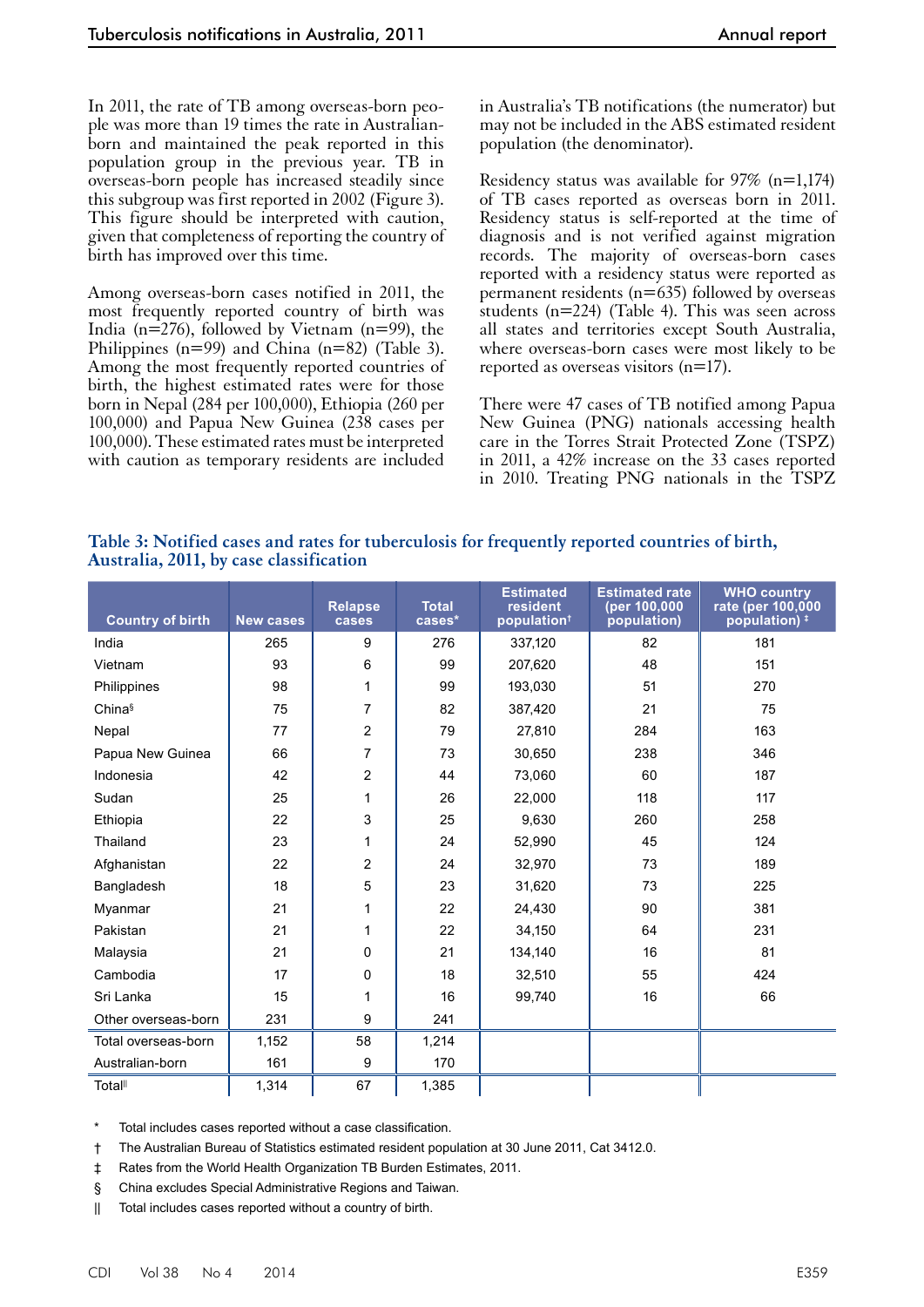In 2011, the rate of TB among overseas-born people was more than 19 times the rate in Australian-born and maintained the peak reported in this population group in the previous year. TB in overseas-born people has increased steadily since this subgroup was first reported in 2002 (Figure 3). This figure should be interpreted with caution, given that completeness of reporting the country of birth has improved over this time.

Among overseas-born cases notified in 2011, the most frequently reported country of birth was India (n=276), followed by Vietnam (n=99), the Philippines (n=99) and China (n=82) (Table 3). Among the most frequently reported countries of birth, the highest estimated rates were for those born in Nepal (284 per 100,000), Ethiopia (260 per 100,000) and Papua New Guinea (238 cases per 100,000). These estimated rates must be interpreted with caution as temporary residents are included in Australia's TB notifications (the numerator) but may not be included in the ABS estimated resident population (the denominator).

Residency status was available for 97% (n=1,174) of TB cases reported as overseas born in 2011. Residency status is self-reported at the time of diagnosis and is not verified against migration records. The majority of overseas-born cases reported with a residency status were reported as permanent residents (n=635) followed by overseas students (n=224) (Table 4). This was seen across all states and territories except South Australia, where overseas-born cases were most likely to be reported as overseas visitors (n=17).

There were 47 cases of TB notified among Papua New Guinea (PNG) nationals accessing health care in the Torres Strait Protected Zone (TSPZ) in 2011, a 42% increase on the 33 cases reported in 2010. Treating PNG nationals in the TSPZ

**Table 3: Notified cases and rates for tuberculosis for frequently reported countries of birth, Australia, 2011, by case classification**

| Country of birth | New cases | Relapse cases | Total cases* | Estimated resident population† | Estimated rate (per 100,000 population) | WHO country rate (per 100,000 population) ‡ |
|---|---|---|---|---|---|---|
| India | 265 | 9 | 276 | 337,120 | 82 | 181 |
| Vietnam | 93 | 6 | 99 | 207,620 | 48 | 151 |
| Philippines | 98 | 1 | 99 | 193,030 | 51 | 270 |
| China§ | 75 | 7 | 82 | 387,420 | 21 | 75 |
| Nepal | 77 | 2 | 79 | 27,810 | 284 | 163 |
| Papua New Guinea | 66 | 7 | 73 | 30,650 | 238 | 346 |
| Indonesia | 42 | 2 | 44 | 73,060 | 60 | 187 |
| Sudan | 25 | 1 | 26 | 22,000 | 118 | 117 |
| Ethiopia | 22 | 3 | 25 | 9,630 | 260 | 258 |
| Thailand | 23 | 1 | 24 | 52,990 | 45 | 124 |
| Afghanistan | 22 | 2 | 24 | 32,970 | 73 | 189 |
| Bangladesh | 18 | 5 | 23 | 31,620 | 73 | 225 |
| Myanmar | 21 | 1 | 22 | 24,430 | 90 | 381 |
| Pakistan | 21 | 1 | 22 | 34,150 | 64 | 231 |
| Malaysia | 21 | 0 | 21 | 134,140 | 16 | 81 |
| Cambodia | 17 | 0 | 18 | 32,510 | 55 | 424 |
| Sri Lanka | 15 | 1 | 16 | 99,740 | 16 | 66 |
| Other overseas-born | 231 | 9 | 241 | | | |
| Total overseas-born | 1,152 | 58 | 1,214 | | | |
| Australian-born | 161 | 9 | 170 | | | |
| Total‖ | 1,314 | 67 | 1,385 | | | |

\* Total includes cases reported without a case classification.

† The Australian Bureau of Statistics estimated resident population at 30 June 2011, Cat 3412.0.

‡ Rates from the World Health Organization TB Burden Estimates, 2011.

§ China excludes Special Administrative Regions and Taiwan.

‖ Total includes cases reported without a country of birth.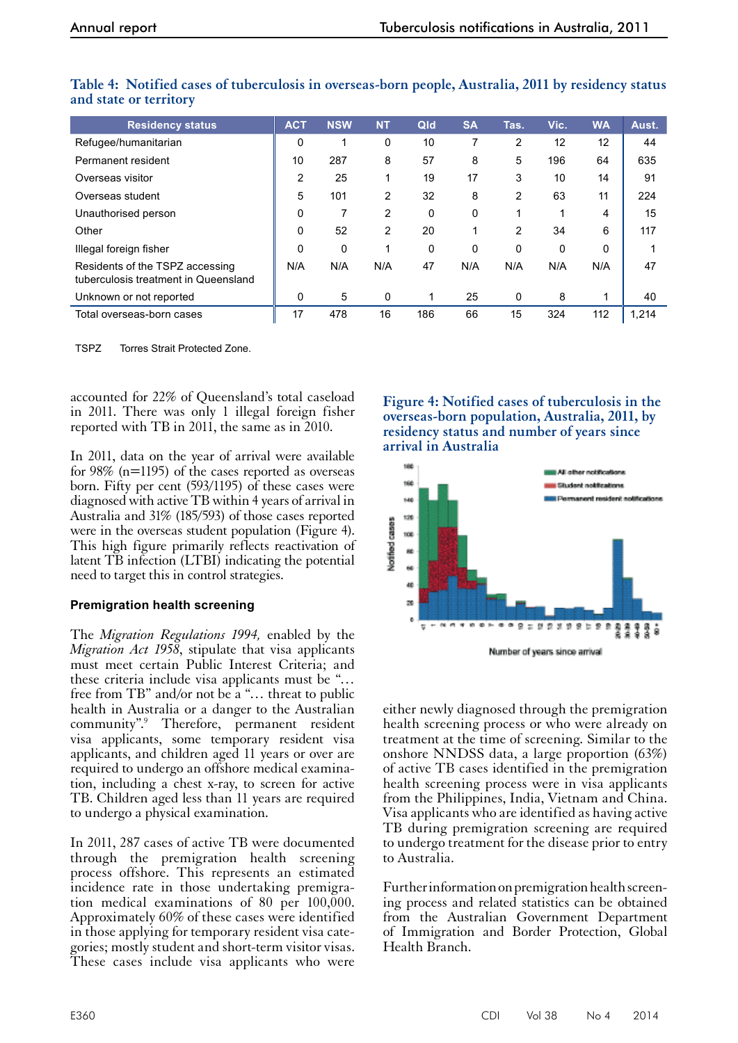**Table 4: Notified cases of tuberculosis in overseas-born people, Australia, 2011 by residency status and state or territory**

| Residency status | ACT | NSW | NT | Qld | SA | Tas. | Vic. | WA | Aust. |
|---|---|---|---|---|---|---|---|---|---|
| Refugee/humanitarian | 0 | 1 | 0 | 10 | 7 | 2 | 12 | 12 | 44 |
| Permanent resident | 10 | 287 | 8 | 57 | 8 | 5 | 196 | 64 | 635 |
| Overseas visitor | 2 | 25 | 1 | 19 | 17 | 3 | 10 | 14 | 91 |
| Overseas student | 5 | 101 | 2 | 32 | 8 | 2 | 63 | 11 | 224 |
| Unauthorised person | 0 | 7 | 2 | 0 | 0 | 1 | 1 | 4 | 15 |
| Other | 0 | 52 | 2 | 20 | 1 | 2 | 34 | 6 | 117 |
| Illegal foreign fisher | 0 | 0 | 1 | 0 | 0 | 0 | 0 | 0 | 1 |
| Residents of the TSPZ accessing tuberculosis treatment in Queensland | N/A | N/A | N/A | 47 | N/A | N/A | N/A | N/A | 47 |
| Unknown or not reported | 0 | 5 | 0 | 1 | 25 | 0 | 8 | 1 | 40 |
| Total overseas-born cases | 17 | 478 | 16 | 186 | 66 | 15 | 324 | 112 | 1,214 |

TSPZ Torres Strait Protected Zone.

accounted for 22% of Queensland's total caseload in 2011. There was only 1 illegal foreign fisher reported with TB in 2011, the same as in 2010.

In 2011, data on the year of arrival were available for 98% (n=1195) of the cases reported as overseas born. Fifty per cent (593/1195) of these cases were diagnosed with active TB within 4 years of arrival in Australia and 31% (185/593) of those cases reported were in the overseas student population (Figure 4). This high figure primarily reflects reactivation of latent TB infection (LTBI) indicating the potential need to target this in control strategies.

**Figure 4: Notified cases of tuberculosis in the overseas-born population, Australia, 2011, by residency status and number of years since arrival in Australia**

### Premigration health screening

The *Migration Regulations 1994,* enabled by the *Migration Act 1958*, stipulate that visa applicants must meet certain Public Interest Criteria; and these criteria include visa applicants must be "… free from TB" and/or not be a "… threat to public health in Australia or a danger to the Australian community".[9] Therefore, permanent resident visa applicants, some temporary resident visa applicants, and children aged 11 years or over are required to undergo an offshore medical examination, including a chest x-ray, to screen for active TB. Children aged less than 11 years are required to undergo a physical examination.

In 2011, 287 cases of active TB were documented through the premigration health screening process offshore. This represents an estimated incidence rate in those undertaking premigration medical examinations of 80 per 100,000. Approximately 60% of these cases were identified in those applying for temporary resident visa categories; mostly student and short-term visitor visas. These cases include visa applicants who were either newly diagnosed through the premigration health screening process or who were already on treatment at the time of screening. Similar to the onshore NNDSS data, a large proportion (63%) of active TB cases identified in the premigration health screening process were in visa applicants from the Philippines, India, Vietnam and China. Visa applicants who are identified as having active TB during premigration screening are required to undergo treatment for the disease prior to entry to Australia.

Further information on premigration health screening process and related statistics can be obtained from the Australian Government Department of Immigration and Border Protection, Global Health Branch.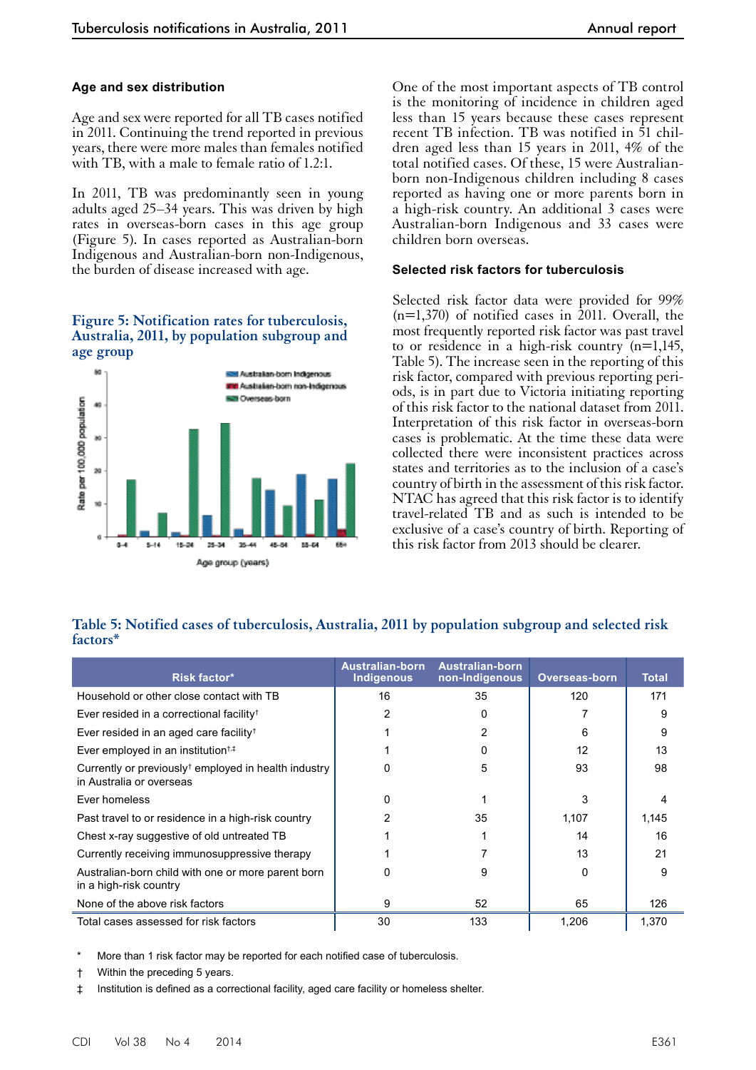### Age and sex distribution

Age and sex were reported for all TB cases notified in 2011. Continuing the trend reported in previous years, there were more males than females notified with TB, with a male to female ratio of 1.2:1.

In 2011, TB was predominantly seen in young adults aged 25–34 years. This was driven by high rates in overseas-born cases in this age group (Figure 5). In cases reported as Australian-born Indigenous and Australian-born non-Indigenous, the burden of disease increased with age.

**Figure 5: Notification rates for tuberculosis, Australia, 2011, by population subgroup and age group**

One of the most important aspects of TB control is the monitoring of incidence in children aged less than 15 years because these cases represent recent TB infection. TB was notified in 51 children aged less than 15 years in 2011, 4% of the total notified cases. Of these, 15 were Australian-born non-Indigenous children including 8 cases reported as having one or more parents born in a high-risk country. An additional 3 cases were Australian-born Indigenous and 33 cases were children born overseas.

### Selected risk factors for tuberculosis

Selected risk factor data were provided for 99% (n=1,370) of notified cases in 2011. Overall, the most frequently reported risk factor was past travel to or residence in a high-risk country (n=1,145, Table 5). The increase seen in the reporting of this risk factor, compared with previous reporting periods, is in part due to Victoria initiating reporting of this risk factor to the national dataset from 2011. Interpretation of this risk factor in overseas-born cases is problematic. At the time these data were collected there were inconsistent practices across states and territories as to the inclusion of a case's country of birth in the assessment of this risk factor. NTAC has agreed that this risk factor is to identify travel-related TB and as such is intended to be exclusive of a case's country of birth. Reporting of this risk factor from 2013 should be clearer.

**Table 5: Notified cases of tuberculosis, Australia, 2011 by population subgroup and selected risk factors***

| Risk factor* | Australian-born Indigenous | Australian-born non-Indigenous | Overseas-born | Total |
|---|---|---|---|---|
| Household or other close contact with TB | 16 | 35 | 120 | 171 |
| Ever resided in a correctional facility† | 2 | 0 | 7 | 9 |
| Ever resided in an aged care facility† | 1 | 2 | 6 | 9 |
| Ever employed in an institution†,‡ | 1 | 0 | 12 | 13 |
| Currently or previously† employed in health industry in Australia or overseas | 0 | 5 | 93 | 98 |
| Ever homeless | 0 | 1 | 3 | 4 |
| Past travel to or residence in a high-risk country | 2 | 35 | 1,107 | 1,145 |
| Chest x-ray suggestive of old untreated TB | 1 | 1 | 14 | 16 |
| Currently receiving immunosuppressive therapy | 1 | 7 | 13 | 21 |
| Australian-born child with one or more parent born in a high-risk country | 0 | 9 | 0 | 9 |
| None of the above risk factors | 9 | 52 | 65 | 126 |
| Total cases assessed for risk factors | 30 | 133 | 1,206 | 1,370 |

\* More than 1 risk factor may be reported for each notified case of tuberculosis.

† Within the preceding 5 years.

‡ Institution is defined as a correctional facility, aged care facility or homeless shelter.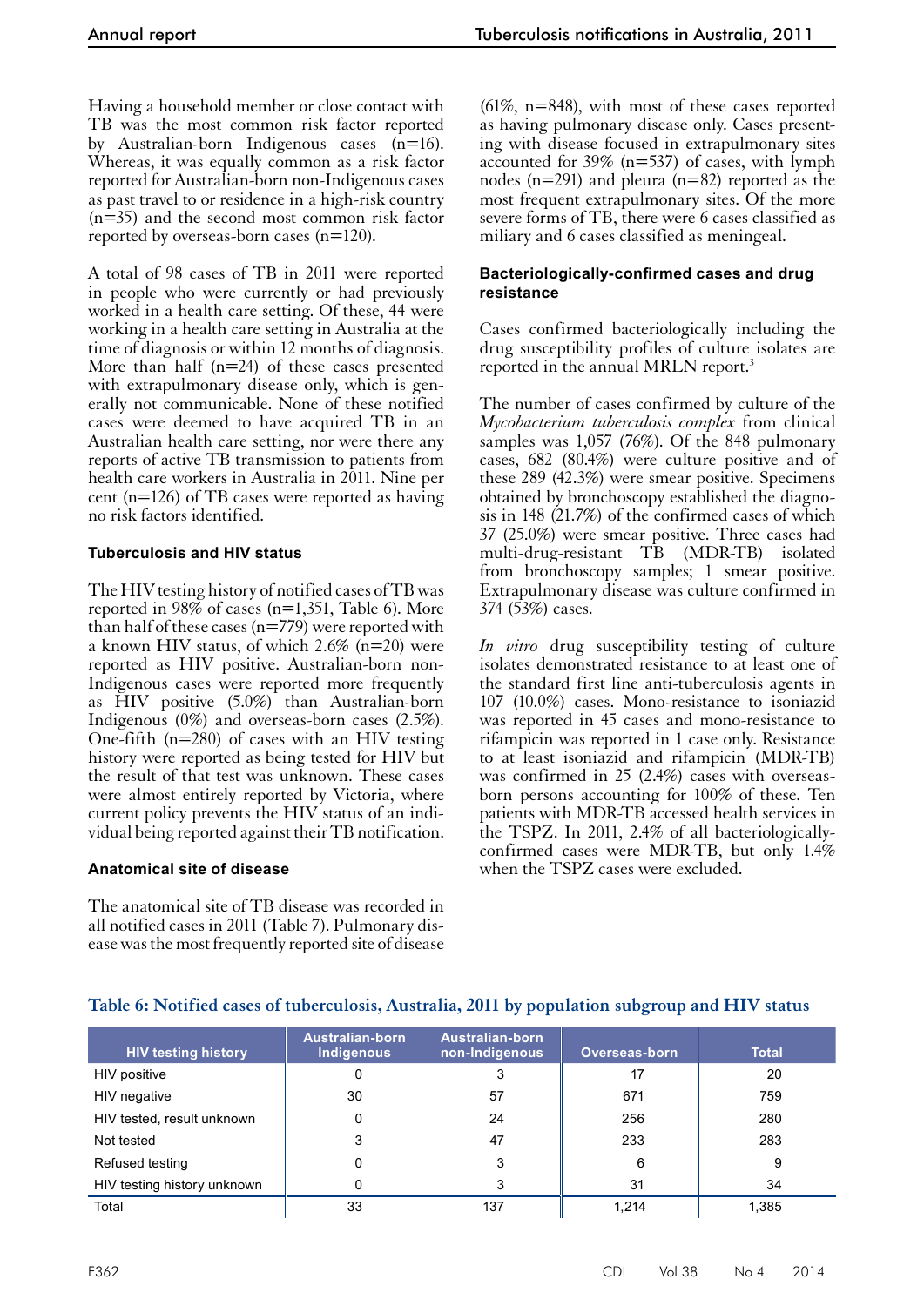Having a household member or close contact with TB was the most common risk factor reported by Australian-born Indigenous cases (n=16). Whereas, it was equally common as a risk factor reported for Australian-born non-Indigenous cases as past travel to or residence in a high-risk country (n=35) and the second most common risk factor reported by overseas-born cases (n=120).

A total of 98 cases of TB in 2011 were reported in people who were currently or had previously worked in a health care setting. Of these, 44 were working in a health care setting in Australia at the time of diagnosis or within 12 months of diagnosis. More than half (n=24) of these cases presented with extrapulmonary disease only, which is generally not communicable. None of these notified cases were deemed to have acquired TB in an Australian health care setting, nor were there any reports of active TB transmission to patients from health care workers in Australia in 2011. Nine per cent (n=126) of TB cases were reported as having no risk factors identified.

### Tuberculosis and HIV status

The HIV testing history of notified cases of TB was reported in 98% of cases (n=1,351, Table 6). More than half of these cases (n=779) were reported with a known HIV status, of which 2.6% (n=20) were reported as HIV positive. Australian-born non-Indigenous cases were reported more frequently as HIV positive (5.0%) than Australian-born Indigenous (0%) and overseas-born cases (2.5%). One-fifth (n=280) of cases with an HIV testing history were reported as being tested for HIV but the result of that test was unknown. These cases were almost entirely reported by Victoria, where current policy prevents the HIV status of an individual being reported against their TB notification.

### Anatomical site of disease

The anatomical site of TB disease was recorded in all notified cases in 2011 (Table 7). Pulmonary disease was the most frequently reported site of disease (61%, n=848), with most of these cases reported as having pulmonary disease only. Cases presenting with disease focused in extrapulmonary sites accounted for 39% (n=537) of cases, with lymph nodes (n=291) and pleura (n=82) reported as the most frequent extrapulmonary sites. Of the more severe forms of TB, there were 6 cases classified as miliary and 6 cases classified as meningeal.

### Bacteriologically-confirmed cases and drug resistance

Cases confirmed bacteriologically including the drug susceptibility profiles of culture isolates are reported in the annual MRLN report.[3]

The number of cases confirmed by culture of the *Mycobacterium tuberculosis complex* from clinical samples was 1,057 (76%). Of the 848 pulmonary cases, 682 (80.4%) were culture positive and of these 289 (42.3%) were smear positive. Specimens obtained by bronchoscopy established the diagnosis in 148 (21.7%) of the confirmed cases of which 37 (25.0%) were smear positive. Three cases had multi-drug-resistant TB (MDR-TB) isolated from bronchoscopy samples; 1 smear positive. Extrapulmonary disease was culture confirmed in 374 (53%) cases.

*In vitro* drug susceptibility testing of culture isolates demonstrated resistance to at least one of the standard first line anti-tuberculosis agents in 107 (10.0%) cases. Mono-resistance to isoniazid was reported in 45 cases and mono-resistance to rifampicin was reported in 1 case only. Resistance to at least isoniazid and rifampicin (MDR-TB) was confirmed in 25 (2.4%) cases with overseas-born persons accounting for 100% of these. Ten patients with MDR-TB accessed health services in the TSPZ. In 2011, 2.4% of all bacteriologically-confirmed cases were MDR-TB, but only 1.4% when the TSPZ cases were excluded.

**Table 6: Notified cases of tuberculosis, Australia, 2011 by population subgroup and HIV status**

| HIV testing history | Australian-born Indigenous | Australian-born non-Indigenous | Overseas-born | Total |
|---|---|---|---|---|
| HIV positive | 0 | 3 | 17 | 20 |
| HIV negative | 30 | 57 | 671 | 759 |
| HIV tested, result unknown | 0 | 24 | 256 | 280 |
| Not tested | 3 | 47 | 233 | 283 |
| Refused testing | 0 | 3 | 6 | 9 |
| HIV testing history unknown | 0 | 3 | 31 | 34 |
| Total | 33 | 137 | 1,214 | 1,385 |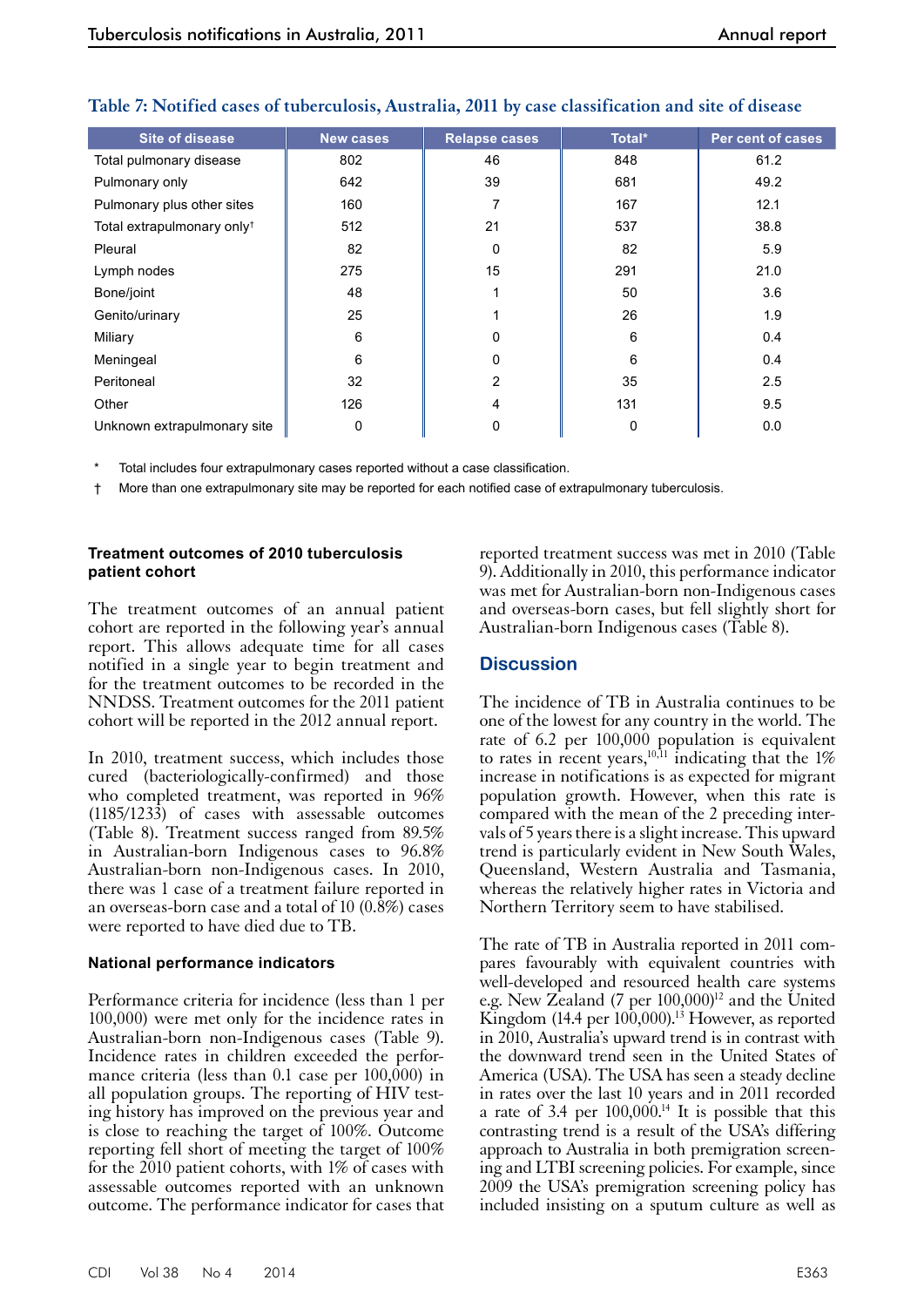**Table 7: Notified cases of tuberculosis, Australia, 2011 by case classification and site of disease**

| Site of disease | New cases | Relapse cases | Total* | Per cent of cases |
|---|---|---|---|---|
| Total pulmonary disease | 802 | 46 | 848 | 61.2 |
| Pulmonary only | 642 | 39 | 681 | 49.2 |
| Pulmonary plus other sites | 160 | 7 | 167 | 12.1 |
| Total extrapulmonary only† | 512 | 21 | 537 | 38.8 |
| Pleural | 82 | 0 | 82 | 5.9 |
| Lymph nodes | 275 | 15 | 291 | 21.0 |
| Bone/joint | 48 | 1 | 50 | 3.6 |
| Genito/urinary | 25 | 1 | 26 | 1.9 |
| Miliary | 6 | 0 | 6 | 0.4 |
| Meningeal | 6 | 0 | 6 | 0.4 |
| Peritoneal | 32 | 2 | 35 | 2.5 |
| Other | 126 | 4 | 131 | 9.5 |
| Unknown extrapulmonary site | 0 | 0 | 0 | 0.0 |

\* Total includes four extrapulmonary cases reported without a case classification.

† More than one extrapulmonary site may be reported for each notified case of extrapulmonary tuberculosis.

#### Treatment outcomes of 2010 tuberculosis patient cohort

The treatment outcomes of an annual patient cohort are reported in the following year's annual report. This allows adequate time for all cases notified in a single year to begin treatment and for the treatment outcomes to be recorded in the NNDSS. Treatment outcomes for the 2011 patient cohort will be reported in the 2012 annual report.

In 2010, treatment success, which includes those cured (bacteriologically-confirmed) and those who completed treatment, was reported in 96% (1185/1233) of cases with assessable outcomes (Table 8). Treatment success ranged from 89.5% in Australian-born Indigenous cases to 96.8% Australian-born non-Indigenous cases. In 2010, there was 1 case of a treatment failure reported in an overseas-born case and a total of 10 (0.8%) cases were reported to have died due to TB.

#### National performance indicators

Performance criteria for incidence (less than 1 per 100,000) were met only for the incidence rates in Australian-born non-Indigenous cases (Table 9). Incidence rates in children exceeded the performance criteria (less than 0.1 case per 100,000) in all population groups. The reporting of HIV testing history has improved on the previous year and is close to reaching the target of 100%. Outcome reporting fell short of meeting the target of 100% for the 2010 patient cohorts, with 1% of cases with assessable outcomes reported with an unknown outcome. The performance indicator for cases that reported treatment success was met in 2010 (Table 9). Additionally in 2010, this performance indicator was met for Australian-born non-Indigenous cases and overseas-born cases, but fell slightly short for Australian-born Indigenous cases (Table 8).

## Discussion

The incidence of TB in Australia continues to be one of the lowest for any country in the world. The rate of 6.2 per 100,000 population is equivalent to rates in recent years,[10,11] indicating that the 1% increase in notifications is as expected for migrant population growth. However, when this rate is compared with the mean of the 2 preceding intervals of 5 years there is a slight increase. This upward trend is particularly evident in New South Wales, Queensland, Western Australia and Tasmania, whereas the relatively higher rates in Victoria and Northern Territory seem to have stabilised.

The rate of TB in Australia reported in 2011 compares favourably with equivalent countries with well-developed and resourced health care systems e.g. New Zealand (7 per 100,000)[12] and the United Kingdom (14.4 per 100,000).[13] However, as reported in 2010, Australia's upward trend is in contrast with the downward trend seen in the United States of America (USA). The USA has seen a steady decline in rates over the last 10 years and in 2011 recorded a rate of 3.4 per 100,000.[14] It is possible that this contrasting trend is a result of the USA's differing approach to Australia in both premigration screening and LTBI screening policies. For example, since 2009 the USA's premigration screening policy has included insisting on a sputum culture as well as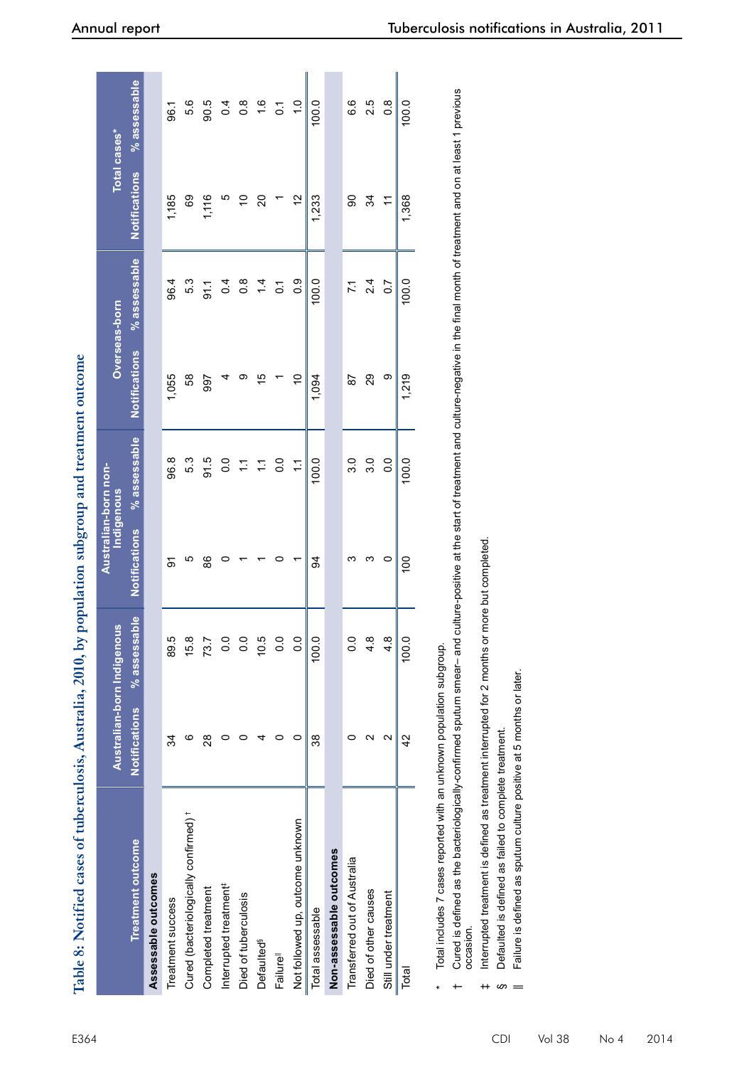**Table 8: Notified cases of tuberculosis, Australia, 2010, by population subgroup and treatment outcome**

| Treatment outcome | Australian-born Indigenous | | Australian-born non-Indigenous | | Overseas-born | | Total cases* | |
|---|---|---|---|---|---|---|---|---|
| | Notifications | % assessable | Notifications | % assessable | Notifications | % assessable | Notifications | % assessable |
| **Assessable outcomes** | | | | | | | | |
| Treatment success | 34 | 89.5 | 91 | 96.8 | 1,055 | 96.4 | 1,185 | 96.1 |
| Cured (bacteriologically confirmed) † | 6 | 15.8 | 5 | 5.3 | 58 | 5.3 | 69 | 5.6 |
| Completed treatment | 28 | 73.7 | 86 | 91.5 | 997 | 91.1 | 1,116 | 90.5 |
| Interrupted treatment‡ | 0 | 0.0 | 0 | 0.0 | 4 | 0.4 | 5 | 0.4 |
| Died of tuberculosis | 0 | 0.0 | 1 | 1.1 | 9 | 0.8 | 10 | 0.8 |
| Defaulted§ | 4 | 10.5 | 1 | 1.1 | 15 | 1.4 | 20 | 1.6 |
| Failure‖ | 0 | 0.0 | 0 | 0.0 | 1 | 0.1 | 1 | 0.1 |
| Not followed up, outcome unknown | 0 | 0.0 | 1 | 1.1 | 10 | 0.9 | 12 | 1.0 |
| Total assessable | 38 | 100.0 | 94 | 100.0 | 1,094 | 100.0 | 1,233 | 100.0 |
| **Non-assessable outcomes** | | | | | | | | |
| Transferred out of Australia | 0 | 0.0 | 3 | 3.0 | 87 | 7.1 | 90 | 6.6 |
| Died of other causes | 2 | 4.8 | 3 | 3.0 | 29 | 2.4 | 34 | 2.5 |
| Still under treatment | 2 | 4.8 | 0 | 0.0 | 9 | 0.7 | 11 | 0.8 |
| Total | 42 | 100.0 | 100 | 100.0 | 1,219 | 100.0 | 1,368 | 100.0 |

\* Total includes 7 cases reported with an unknown population subgroup.

† Cured is defined as the bacteriologically-confirmed sputum smear– and culture-positive at the start of treatment and culture-negative in the final month of treatment and on at least 1 previous occasion.

‡ Interrupted treatment is defined as treatment interrupted for 2 months or more but completed.

§ Defaulted is defined as failed to complete treatment.

‖ Failure is defined as sputum culture positive at 5 months or later.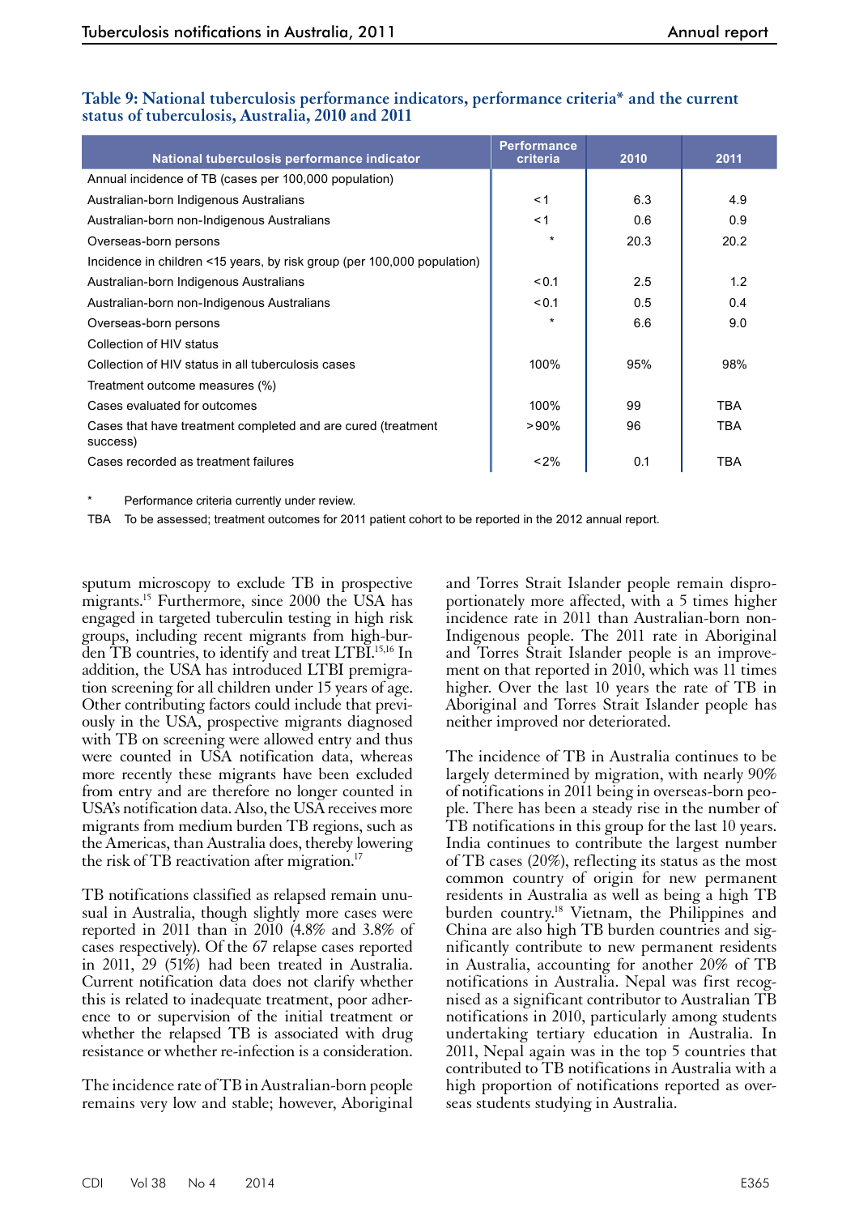**Table 9: National tuberculosis performance indicators, performance criteria* and the current status of tuberculosis, Australia, 2010 and 2011**

| National tuberculosis performance indicator | Performance criteria | 2010 | 2011 |
|---|---|---|---|
| Annual incidence of TB (cases per 100,000 population) | | | |
| Australian-born Indigenous Australians | < 1 | 6.3 | 4.9 |
| Australian-born non-Indigenous Australians | < 1 | 0.6 | 0.9 |
| Overseas-born persons | * | 20.3 | 20.2 |
| Incidence in children <15 years, by risk group (per 100,000 population) | | | |
| Australian-born Indigenous Australians | < 0.1 | 2.5 | 1.2 |
| Australian-born non-Indigenous Australians | < 0.1 | 0.5 | 0.4 |
| Overseas-born persons | * | 6.6 | 9.0 |
| Collection of HIV status | | | |
| Collection of HIV status in all tuberculosis cases | 100% | 95% | 98% |
| Treatment outcome measures (%) | | | |
| Cases evaluated for outcomes | 100% | 99 | TBA |
| Cases that have treatment completed and are cured (treatment success) | > 90% | 96 | TBA |
| Cases recorded as treatment failures | < 2% | 0.1 | TBA |

\* Performance criteria currently under review.

TBA To be assessed; treatment outcomes for 2011 patient cohort to be reported in the 2012 annual report.

sputum microscopy to exclude TB in prospective migrants.[15] Furthermore, since 2000 the USA has engaged in targeted tuberculin testing in high risk groups, including recent migrants from high-burden TB countries, to identify and treat LTBI.[15,16] In addition, the USA has introduced LTBI premigration screening for all children under 15 years of age. Other contributing factors could include that previously in the USA, prospective migrants diagnosed with TB on screening were allowed entry and thus were counted in USA notification data, whereas more recently these migrants have been excluded from entry and are therefore no longer counted in USA's notification data. Also, the USA receives more migrants from medium burden TB regions, such as the Americas, than Australia does, thereby lowering the risk of TB reactivation after migration.[17]

TB notifications classified as relapsed remain unusual in Australia, though slightly more cases were reported in 2011 than in 2010 (4.8% and 3.8% of cases respectively). Of the 67 relapse cases reported in 2011, 29 (51%) had been treated in Australia. Current notification data does not clarify whether this is related to inadequate treatment, poor adherence to or supervision of the initial treatment or whether the relapsed TB is associated with drug resistance or whether re-infection is a consideration.

The incidence rate of TB in Australian-born people remains very low and stable; however, Aboriginal and Torres Strait Islander people remain disproportionately more affected, with a 5 times higher incidence rate in 2011 than Australian-born non-Indigenous people. The 2011 rate in Aboriginal and Torres Strait Islander people is an improvement on that reported in 2010, which was 11 times higher. Over the last 10 years the rate of TB in Aboriginal and Torres Strait Islander people has neither improved nor deteriorated.

The incidence of TB in Australia continues to be largely determined by migration, with nearly 90% of notifications in 2011 being in overseas-born people. There has been a steady rise in the number of TB notifications in this group for the last 10 years. India continues to contribute the largest number of TB cases (20%), reflecting its status as the most common country of origin for new permanent residents in Australia as well as being a high TB burden country.[18] Vietnam, the Philippines and China are also high TB burden countries and significantly contribute to new permanent residents in Australia, accounting for another 20% of TB notifications in Australia. Nepal was first recognised as a significant contributor to Australian TB notifications in 2010, particularly among students undertaking tertiary education in Australia. In 2011, Nepal again was in the top 5 countries that contributed to TB notifications in Australia with a high proportion of notifications reported as overseas students studying in Australia.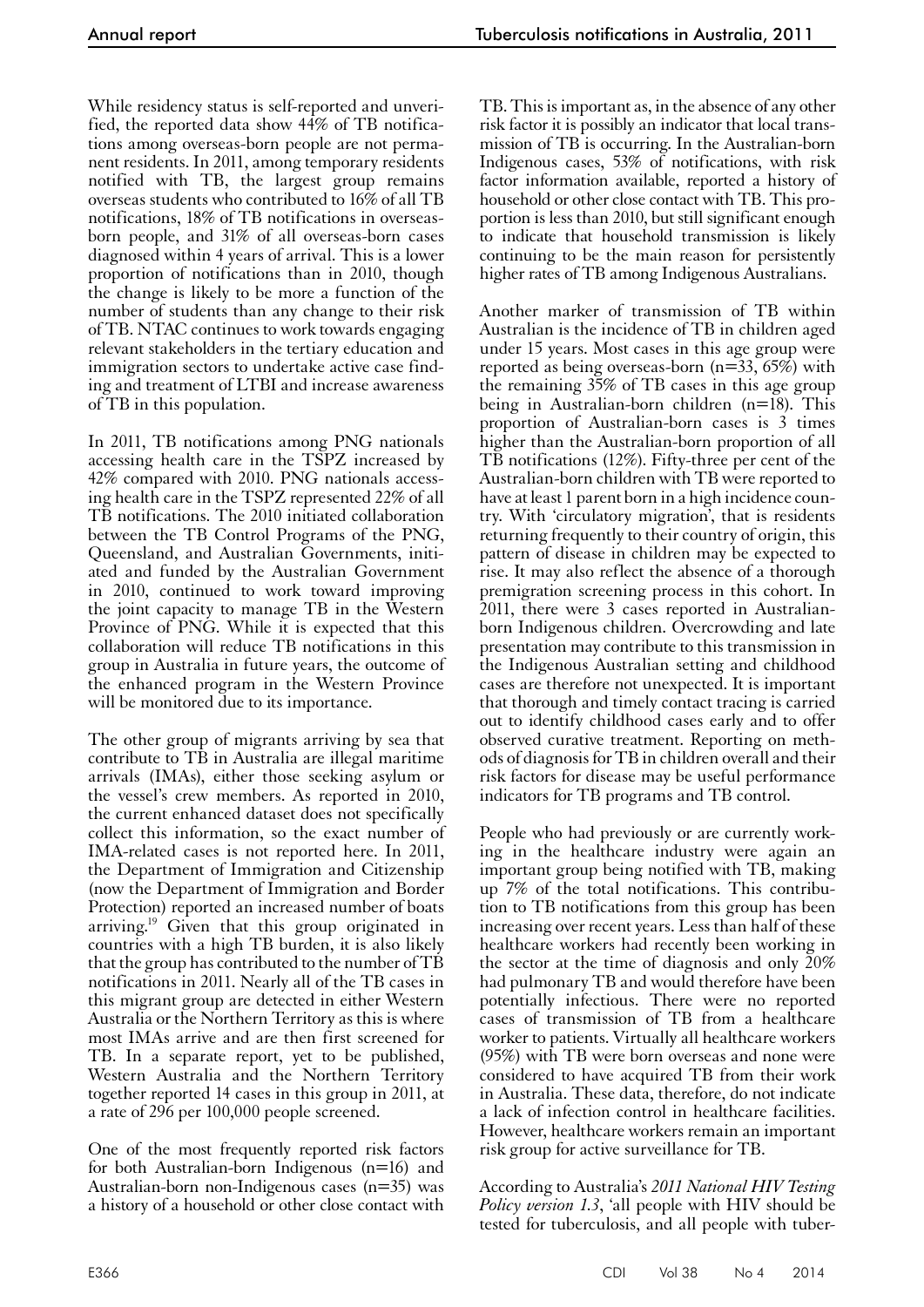While residency status is self-reported and unverified, the reported data show 44% of TB notifications among overseas-born people are not permanent residents. In 2011, among temporary residents notified with TB, the largest group remains overseas students who contributed to 16% of all TB notifications, 18% of TB notifications in overseas-born people, and 31% of all overseas-born cases diagnosed within 4 years of arrival. This is a lower proportion of notifications than in 2010, though the change is likely to be more a function of the number of students than any change to their risk of TB. NTAC continues to work towards engaging relevant stakeholders in the tertiary education and immigration sectors to undertake active case finding and treatment of LTBI and increase awareness of TB in this population.

In 2011, TB notifications among PNG nationals accessing health care in the TSPZ increased by 42% compared with 2010. PNG nationals accessing health care in the TSPZ represented 22% of all TB notifications. The 2010 initiated collaboration between the TB Control Programs of the PNG, Queensland, and Australian Governments, initiated and funded by the Australian Government in 2010, continued to work toward improving the joint capacity to manage TB in the Western Province of PNG. While it is expected that this collaboration will reduce TB notifications in this group in Australia in future years, the outcome of the enhanced program in the Western Province will be monitored due to its importance.

The other group of migrants arriving by sea that contribute to TB in Australia are illegal maritime arrivals (IMAs), either those seeking asylum or the vessel's crew members. As reported in 2010, the current enhanced dataset does not specifically collect this information, so the exact number of IMA-related cases is not reported here. In 2011, the Department of Immigration and Citizenship (now the Department of Immigration and Border Protection) reported an increased number of boats arriving.[19] Given that this group originated in countries with a high TB burden, it is also likely that the group has contributed to the number of TB notifications in 2011. Nearly all of the TB cases in this migrant group are detected in either Western Australia or the Northern Territory as this is where most IMAs arrive and are then first screened for TB. In a separate report, yet to be published, Western Australia and the Northern Territory together reported 14 cases in this group in 2011, at a rate of 296 per 100,000 people screened.

One of the most frequently reported risk factors for both Australian-born Indigenous (n=16) and Australian-born non-Indigenous cases (n=35) was a history of a household or other close contact with TB. This is important as, in the absence of any other risk factor it is possibly an indicator that local transmission of TB is occurring. In the Australian-born Indigenous cases, 53% of notifications, with risk factor information available, reported a history of household or other close contact with TB. This proportion is less than 2010, but still significant enough to indicate that household transmission is likely continuing to be the main reason for persistently higher rates of TB among Indigenous Australians.

Another marker of transmission of TB within Australian is the incidence of TB in children aged under 15 years. Most cases in this age group were reported as being overseas-born (n=33, 65%) with the remaining 35% of TB cases in this age group being in Australian-born children (n=18). This proportion of Australian-born cases is 3 times higher than the Australian-born proportion of all TB notifications (12%). Fifty-three per cent of the Australian-born children with TB were reported to have at least 1 parent born in a high incidence country. With 'circulatory migration', that is residents returning frequently to their country of origin, this pattern of disease in children may be expected to rise. It may also reflect the absence of a thorough premigration screening process in this cohort. In 2011, there were 3 cases reported in Australian-born Indigenous children. Overcrowding and late presentation may contribute to this transmission in the Indigenous Australian setting and childhood cases are therefore not unexpected. It is important that thorough and timely contact tracing is carried out to identify childhood cases early and to offer observed curative treatment. Reporting on methods of diagnosis for TB in children overall and their risk factors for disease may be useful performance indicators for TB programs and TB control.

People who had previously or are currently working in the healthcare industry were again an important group being notified with TB, making up 7% of the total notifications. This contribution to TB notifications from this group has been increasing over recent years. Less than half of these healthcare workers had recently been working in the sector at the time of diagnosis and only 20% had pulmonary TB and would therefore have been potentially infectious. There were no reported cases of transmission of TB from a healthcare worker to patients. Virtually all healthcare workers (95%) with TB were born overseas and none were considered to have acquired TB from their work in Australia. These data, therefore, do not indicate a lack of infection control in healthcare facilities. However, healthcare workers remain an important risk group for active surveillance for TB.

According to Australia's *2011 National HIV Testing Policy version 1.3*, 'all people with HIV should be tested for tuberculosis, and all people with tuber-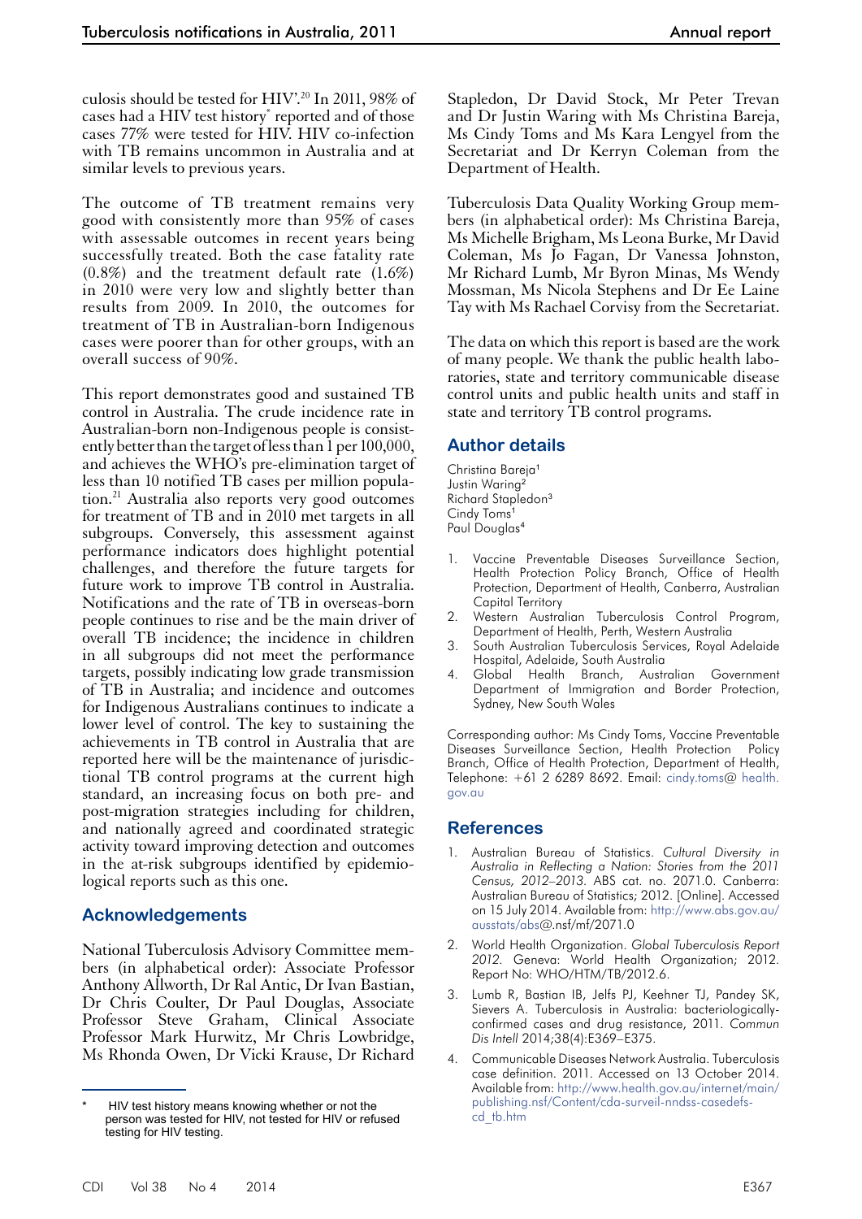culosis should be tested for HIV'.[20] In 2011, 98% of cases had a HIV test history* reported and of those cases 77% were tested for HIV. HIV co-infection with TB remains uncommon in Australia and at similar levels to previous years.

The outcome of TB treatment remains very good with consistently more than 95% of cases with assessable outcomes in recent years being successfully treated. Both the case fatality rate (0.8%) and the treatment default rate (1.6%) in 2010 were very low and slightly better than results from 2009. In 2010, the outcomes for treatment of TB in Australian-born Indigenous cases were poorer than for other groups, with an overall success of 90%.

This report demonstrates good and sustained TB control in Australia. The crude incidence rate in Australian-born non-Indigenous people is consistently better than the target of less than 1 per 100,000, and achieves the WHO's pre-elimination target of less than 10 notified TB cases per million population.[21] Australia also reports very good outcomes for treatment of TB and in 2010 met targets in all subgroups. Conversely, this assessment against performance indicators does highlight potential challenges, and therefore the future targets for future work to improve TB control in Australia. Notifications and the rate of TB in overseas-born people continues to rise and be the main driver of overall TB incidence; the incidence in children in all subgroups did not meet the performance targets, possibly indicating low grade transmission of TB in Australia; and incidence and outcomes for Indigenous Australians continues to indicate a lower level of control. The key to sustaining the achievements in TB control in Australia that are reported here will be the maintenance of jurisdictional TB control programs at the current high standard, an increasing focus on both pre- and post-migration strategies including for children, and nationally agreed and coordinated strategic activity toward improving detection and outcomes in the at-risk subgroups identified by epidemiological reports such as this one.

## Acknowledgements

National Tuberculosis Advisory Committee members (in alphabetical order): Associate Professor Anthony Allworth, Dr Ral Antic, Dr Ivan Bastian, Dr Chris Coulter, Dr Paul Douglas, Associate Professor Steve Graham, Clinical Associate Professor Mark Hurwitz, Mr Chris Lowbridge, Ms Rhonda Owen, Dr Vicki Krause, Dr Richard Stapledon, Dr David Stock, Mr Peter Trevan and Dr Justin Waring with Ms Christina Bareja, Ms Cindy Toms and Ms Kara Lengyel from the Secretariat and Dr Kerryn Coleman from the Department of Health.

Tuberculosis Data Quality Working Group members (in alphabetical order): Ms Christina Bareja, Ms Michelle Brigham, Ms Leona Burke, Mr David Coleman, Ms Jo Fagan, Dr Vanessa Johnston, Mr Richard Lumb, Mr Byron Minas, Ms Wendy Mossman, Ms Nicola Stephens and Dr Ee Laine Tay with Ms Rachael Corvisy from the Secretariat.

The data on which this report is based are the work of many people. We thank the public health laboratories, state and territory communicable disease control units and public health units and staff in state and territory TB control programs.

## Author details

Christina Bareja[1]
Justin Waring[2]
Richard Stapledon[3]
Cindy Toms[1]
Paul Douglas[4]

1. Vaccine Preventable Diseases Surveillance Section, Health Protection Policy Branch, Office of Health Protection, Department of Health, Canberra, Australian Capital Territory
2. Western Australian Tuberculosis Control Program, Department of Health, Perth, Western Australia
3. South Australian Tuberculosis Services, Royal Adelaide Hospital, Adelaide, South Australia
4. Global Health Branch, Australian Government Department of Immigration and Border Protection, Sydney, New South Wales

Corresponding author: Ms Cindy Toms, Vaccine Preventable Diseases Surveillance Section, Health Protection Policy Branch, Office of Health Protection, Department of Health, Telephone: +61 2 6289 8692. Email: cindy.toms@ health.gov.au

## References

1. Australian Bureau of Statistics. *Cultural Diversity in Australia in Reflecting a Nation: Stories from the 2011 Census, 2012–2013.* ABS cat. no. 2071.0. Canberra: Australian Bureau of Statistics; 2012. [Online]. Accessed on 15 July 2014. Available from: http://www.abs.gov.au/ausstats/abs@.nsf/mf/2071.0
2. World Health Organization. *Global Tuberculosis Report 2012.* Geneva: World Health Organization; 2012. Report No: WHO/HTM/TB/2012.6.
3. Lumb R, Bastian IB, Jelfs PJ, Keehner TJ, Pandey SK, Sievers A. Tuberculosis in Australia: bacteriologically-confirmed cases and drug resistance, 2011. *Commun Dis Intell* 2014;38(4):E369–E375.
4. Communicable Diseases Network Australia. Tuberculosis case definition. 2011. Accessed on 13 October 2014. Available from: http://www.health.gov.au/internet/main/publishing.nsf/Content/cda-surveil-nndss-casedefs-cd_tb.htm

\* HIV test history means knowing whether or not the person was tested for HIV, not tested for HIV or refused testing for HIV testing.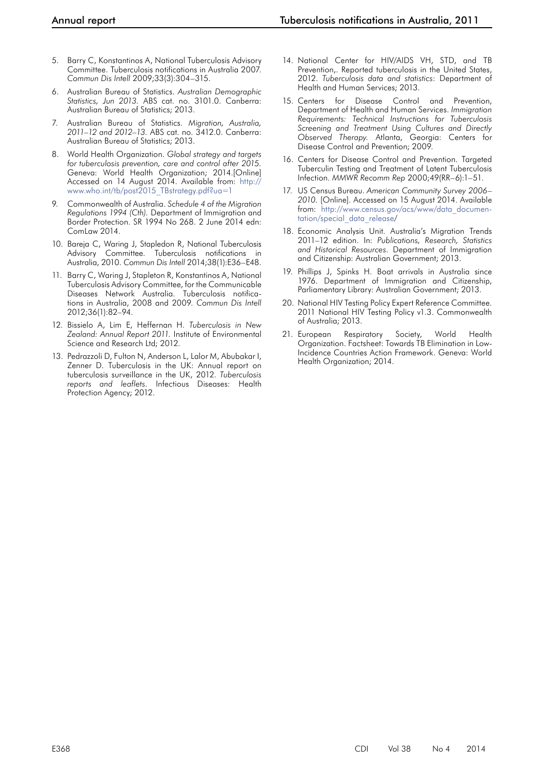5. Barry C, Konstantinos A, National Tuberculosis Advisory Committee. Tuberculosis notifications in Australia 2007. *Commun Dis Intell* 2009;33(3):304–315.

6. Australian Bureau of Statistics. *Australian Demographic Statistics, Jun 2013*. ABS cat. no. 3101.0. Canberra: Australian Bureau of Statistics; 2013.

7. Australian Bureau of Statistics. *Migration, Australia, 2011–12 and 2012–13*. ABS cat. no. 3412.0. Canberra: Australian Bureau of Statistics; 2013.

8. World Health Organization. *Global strategy and targets for tuberculosis prevention, care and control after 2015.* Geneva: World Health Organization; 2014.[Online] Accessed on 14 August 2014. Available from: http://www.who.int/tb/post2015_TBstrategy.pdf?ua=1

9. Commonwealth of Australia. *Schedule 4 of the Migration Regulations 1994 (Cth).* Department of Immigration and Border Protection. SR 1994 No 268. 2 June 2014 edn: ComLaw 2014.

10. Bareja C, Waring J, Stapledon R, National Tuberculosis Advisory Committee. Tuberculosis notifications in Australia, 2010. *Commun Dis Intell* 2014;38(1):E36–E48.

11. Barry C, Waring J, Stapleton R, Konstantinos A, National Tuberculosis Advisory Committee, for the Communicable Diseases Network Australia. Tuberculosis notifications in Australia, 2008 and 2009. *Commun Dis Intell* 2012;36(1):82–94.

12. Bissielo A, Lim E, Heffernan H. *Tuberculosis in New Zealand: Annual Report 2011.* Institute of Environmental Science and Research Ltd; 2012.

13. Pedrazzoli D, Fulton N, Anderson L, Lalor M, Abubakar I, Zenner D. Tuberculosis in the UK: Annual report on tuberculosis surveillance in the UK, 2012. *Tuberculosis reports and leaflets.* Infectious Diseases: Health Protection Agency; 2012.

14. National Center for HIV/AIDS VH, STD, and TB Prevention,. Reported tuberculosis in the United States, 2012. *Tuberculosis data and statistics*: Department of Health and Human Services; 2013.

15. Centers for Disease Control and Prevention, Department of Health and Human Services. *Immigration Requirements: Technical Instructions for Tuberculosis Screening and Treatment Using Cultures and Directly Observed Therapy.* Atlanta, Georgia: Centers for Disease Control and Prevention; 2009.

16. Centers for Disease Control and Prevention. Targeted Tuberculin Testing and Treatment of Latent Tuberculosis Infection. *MMWR Recomm Rep* 2000;49(RR–6):1–51.

17. US Census Bureau. *American Community Survey 2006–2010.* [Online]. Accessed on 15 August 2014. Available from: http://www.census.gov/acs/www/data_documentation/special_data_release/

18. Economic Analysis Unit. Australia's Migration Trends 2011–12 edition. In: *Publications, Research, Statistics and Historical Resources.* Department of Immigration and Citizenship: Australian Government; 2013.

19. Phillips J, Spinks H. Boat arrivals in Australia since 1976. Department of Immigration and Citizenship, Parliamentary Library: Australian Government; 2013.

20. National HIV Testing Policy Expert Reference Committee. 2011 National HIV Testing Policy v1.3. Commonwealth of Australia; 2013.

21. European Respiratory Society, World Health Organization. Factsheet: Towards TB Elimination in Low-Incidence Countries Action Framework. Geneva: World Health Organization; 2014.